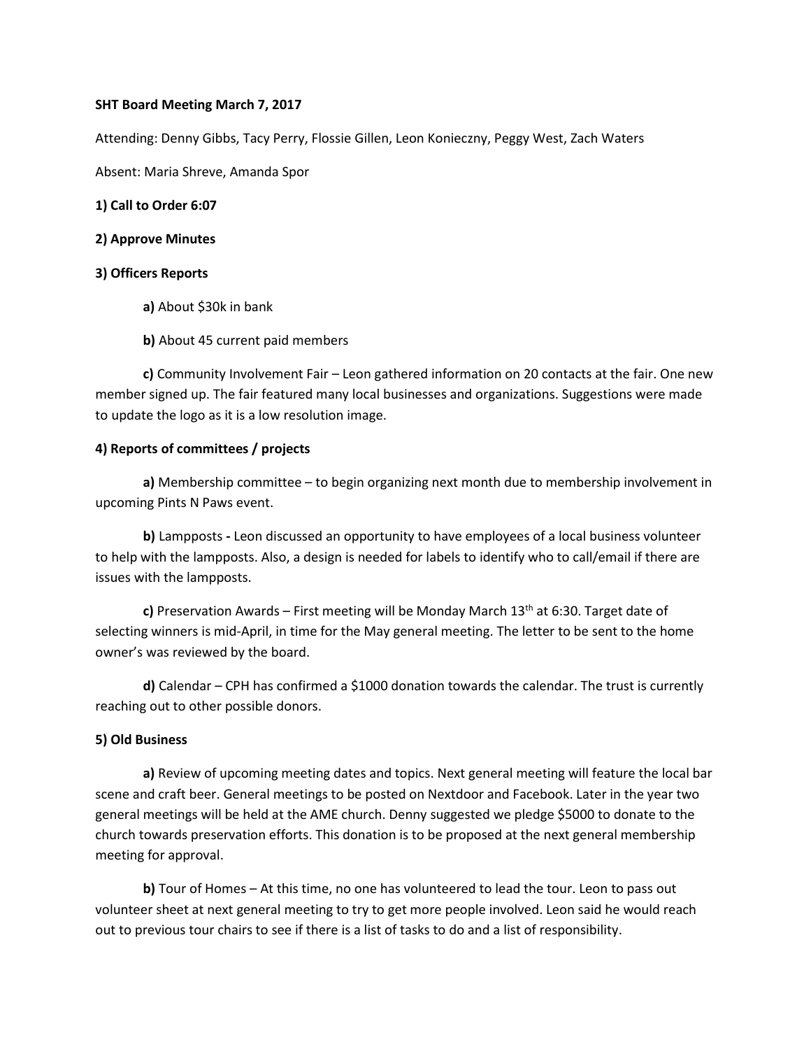**SHT Board Meeting March 7, 2017**

Attending: Denny Gibbs, Tacy Perry, Flossie Gillen, Leon Konieczny, Peggy West, Zach Waters

Absent: Maria Shreve, Amanda Spor

**1) Call to Order 6:07**

**2) Approve Minutes**

**3) Officers Reports**

**a)** About $30k in bank

**b)** About 45 current paid members

**c)** Community Involvement Fair – Leon gathered information on 20 contacts at the fair. One new member signed up. The fair featured many local businesses and organizations. Suggestions were made to update the logo as it is a low resolution image.

**4) Reports of committees / projects**

**a)** Membership committee – to begin organizing next month due to membership involvement in upcoming Pints N Paws event.

**b)** Lampposts **-** Leon discussed an opportunity to have employees of a local business volunteer to help with the lampposts. Also, a design is needed for labels to identify who to call/email if there are issues with the lampposts.

**c)** Preservation Awards – First meeting will be Monday March 13th at 6:30. Target date of selecting winners is mid-April, in time for the May general meeting. The letter to be sent to the home owner's was reviewed by the board.

**d)** Calendar – CPH has confirmed a $1000 donation towards the calendar. The trust is currently reaching out to other possible donors.

**5) Old Business**

**a)** Review of upcoming meeting dates and topics. Next general meeting will feature the local bar scene and craft beer. General meetings to be posted on Nextdoor and Facebook. Later in the year two general meetings will be held at the AME church. Denny suggested we pledge $5000 to donate to the church towards preservation efforts. This donation is to be proposed at the next general membership meeting for approval.

**b)** Tour of Homes – At this time, no one has volunteered to lead the tour. Leon to pass out volunteer sheet at next general meeting to try to get more people involved. Leon said he would reach out to previous tour chairs to see if there is a list of tasks to do and a list of responsibility.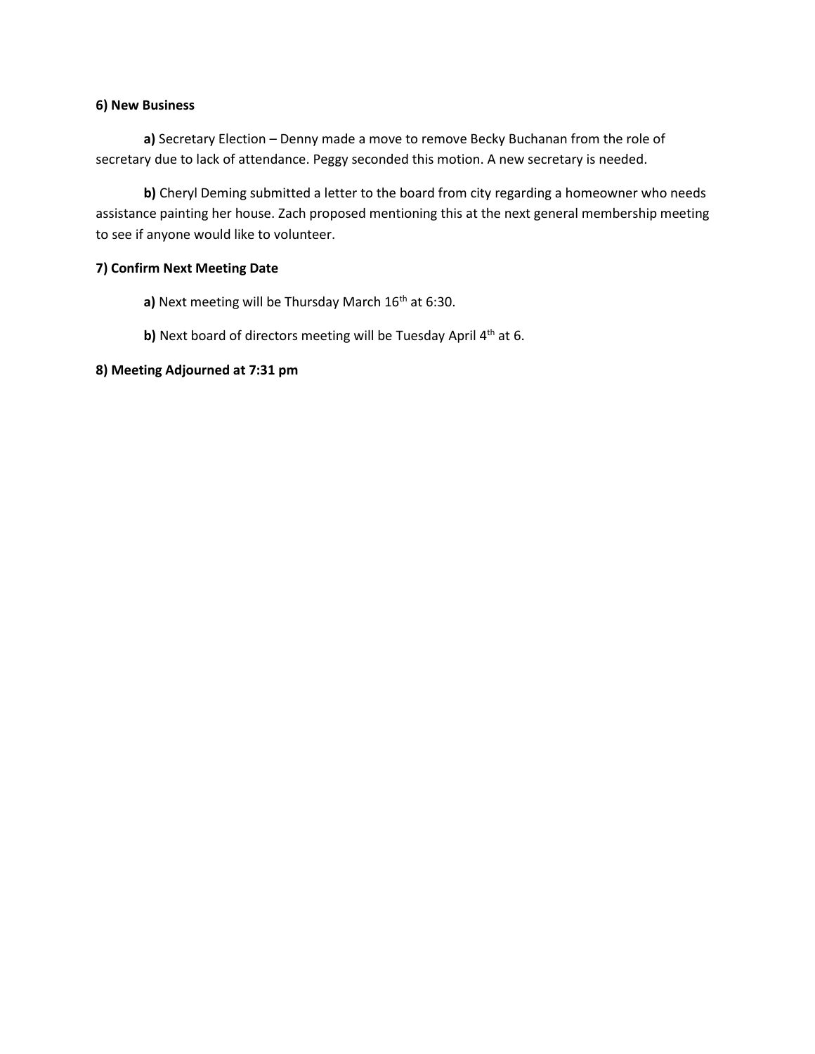**6) New Business**

**a)** Secretary Election – Denny made a move to remove Becky Buchanan from the role of secretary due to lack of attendance. Peggy seconded this motion. A new secretary is needed.

**b)** Cheryl Deming submitted a letter to the board from city regarding a homeowner who needs assistance painting her house. Zach proposed mentioning this at the next general membership meeting to see if anyone would like to volunteer.

**7) Confirm Next Meeting Date**

**a)** Next meeting will be Thursday March 16th at 6:30.

**b)** Next board of directors meeting will be Tuesday April 4th at 6.

**8) Meeting Adjourned at 7:31 pm**